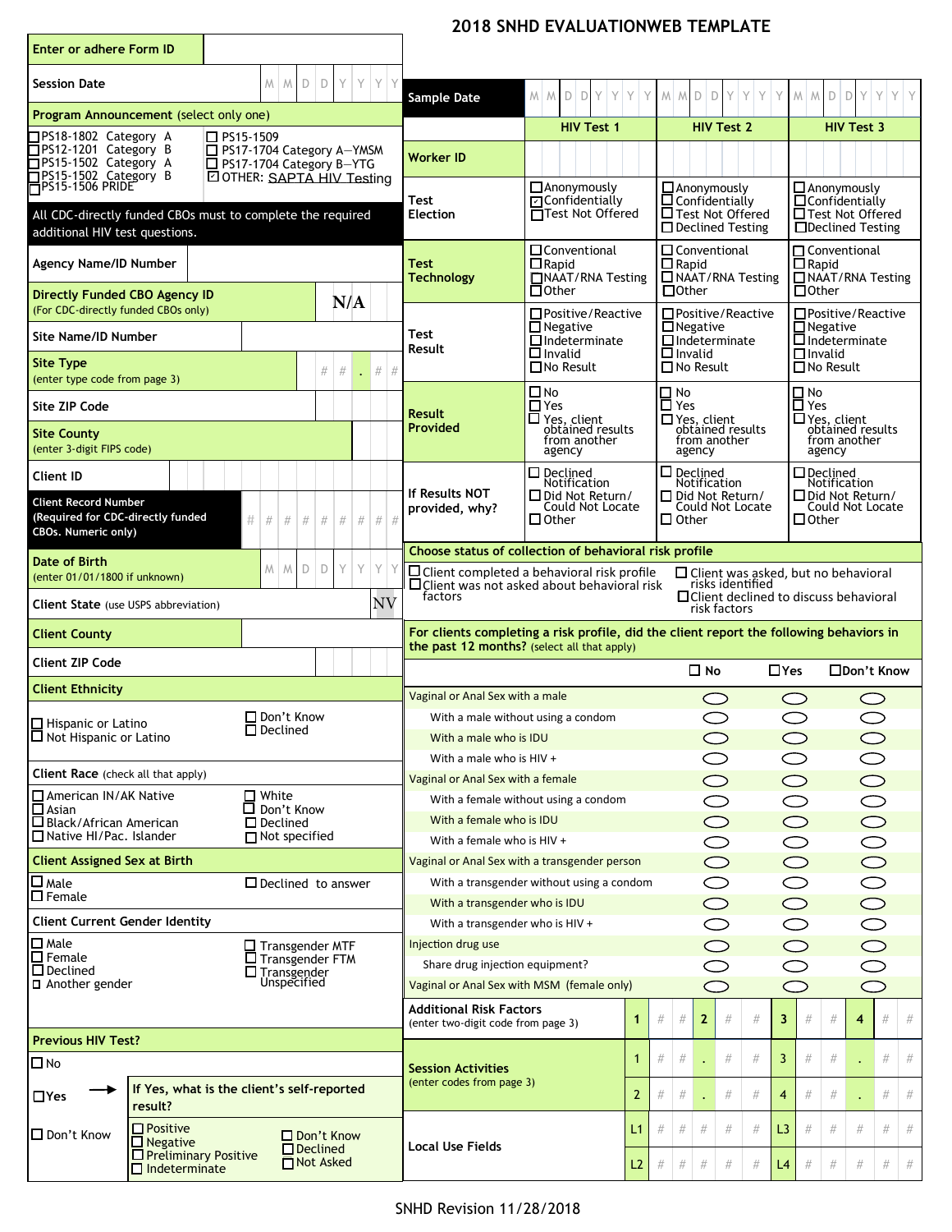# 2018 SNHD EVALUATIONWEB TEMPLATE

**Enter or adhere Form ID**

**Session Date** M M D D Y Y Y Y

**Program Announcement** (select only one)

- ☐ PS18-1802 Category A
- ☐ PS12-1201 Category B
- ☐ PS15-1502 Category A
- ☐ PS15-1502 Category B
- ☐ PS15-1506 PRIDE
- ☐ PS15-1509
- ☐ PS17-1704 Category A—YMSM
- ☐ PS17-1704 Category B—YTG
- ☑ OTHER: SAPTA HIV Testing

**All CDC-directly funded CBOs must to complete the required additional HIV test questions.**

**Agency Name/ID Number**

**Directly Funded CBO Agency ID** (For CDC-directly funded CBOs only) **N/A**

**Site Name/ID Number**

**Site Type** (enter type code from page 3) # # . # #

**Site ZIP Code**

**Site County** (enter 3-digit FIPS code)

**Client ID**

**Client Record Number** (Required for CDC-directly funded CBOs. Numeric only) # # # # # # # # #

**Date of Birth** (enter 01/01/1800 if unknown) M M D D Y Y Y Y

**Client State** (use USPS abbreviation) NV

**Client County**

**Client ZIP Code**

**Client Ethnicity**

- ☐ Hispanic or Latino
- ☐ Not Hispanic or Latino
- ☐ Don't Know
- ☐ Declined

**Client Race** (check all that apply)

- ☐ American IN/AK Native
- ☐ Asian
- ☐ Black/African American
- ☐ Native HI/Pac. Islander
- ☐ White
- ☐ Don't Know
- ☐ Declined
- ☐ Not specified

**Client Assigned Sex at Birth**

- ☐ Male
- ☐ Female
- ☐ Declined to answer

**Client Current Gender Identity**

- ☐ Male
- ☐ Female
- ☐ Declined
- ☐ Another gender
- ☐ Transgender MTF
- ☐ Transgender FTM
- ☐ Transgender Unspecified

**Previous HIV Test?**

- ☐ No
- ☐ Yes → **If Yes, what is the client's self-reported result?**
  - ☐ Positive
  - ☐ Negative
  - ☐ Preliminary Positive
  - ☐ Indeterminate
  - ☐ Don't Know
  - ☐ Declined
  - ☐ Not Asked
- ☐ Don't Know

| | HIV Test 1 | HIV Test 2 | HIV Test 3 |
|---|---|---|---|
| **Sample Date** | M M D D Y Y Y Y | M M D D Y Y Y Y | M M D D Y Y Y Y |
| **Worker ID** | | | |
| **Test Election** | ☐ Anonymously<br>☑ Confidentially<br>☐ Test Not Offered | ☐ Anonymously<br>☐ Confidentially<br>☐ Test Not Offered<br>☐ Declined Testing | ☐ Anonymously<br>☐ Confidentially<br>☐ Test Not Offered<br>☐ Declined Testing |
| **Test Technology** | ☐ Conventional<br>☐ Rapid<br>☐ NAAT/RNA Testing<br>☐ Other | ☐ Conventional<br>☐ Rapid<br>☐ NAAT/RNA Testing<br>☐ Other | ☐ Conventional<br>☐ Rapid<br>☐ NAAT/RNA Testing<br>☐ Other |
| **Test Result** | ☐ Positive/Reactive<br>☐ Negative<br>☐ Indeterminate<br>☐ Invalid<br>☐ No Result | ☐ Positive/Reactive<br>☐ Negative<br>☐ Indeterminate<br>☐ Invalid<br>☐ No Result | ☐ Positive/Reactive<br>☐ Negative<br>☐ Indeterminate<br>☐ Invalid<br>☐ No Result |
| **Result Provided** | ☐ No<br>☐ Yes<br>☐ Yes, client obtained results from another agency | ☐ No<br>☐ Yes<br>☐ Yes, client obtained results from another agency | ☐ No<br>☐ Yes<br>☐ Yes, client obtained results from another agency |
| **If Results NOT provided, why?** | ☐ Declined Notification<br>☐ Did Not Return/ Could Not Locate<br>☐ Other | ☐ Declined Notification<br>☐ Did Not Return/ Could Not Locate<br>☐ Other | ☐ Declined Notification<br>☐ Did Not Return/ Could Not Locate<br>☐ Other |

**Choose status of collection of behavioral risk profile**

- ☐ Client completed a behavioral risk profile
- ☐ Client was not asked about behavioral risk factors
- ☐ Client was asked, but no behavioral risks identified
- ☐ Client declined to discuss behavioral risk factors

**For clients completing a risk profile, did the client report the following behaviors in the past 12 months?** (select all that apply)

| | ☐ No | ☐ Yes | ☐ Don't Know |
|---|---|---|---|
| Vaginal or Anal Sex with a male | ◯ | ◯ | ◯ |
| With a male without using a condom | ◯ | ◯ | ◯ |
| With a male who is IDU | ◯ | ◯ | ◯ |
| With a male who is HIV + | ◯ | ◯ | ◯ |
| Vaginal or Anal Sex with a female | ◯ | ◯ | ◯ |
| With a female without using a condom | ◯ | ◯ | ◯ |
| With a female who is IDU | ◯ | ◯ | ◯ |
| With a female who is HIV + | ◯ | ◯ | ◯ |
| Vaginal or Anal Sex with a transgender person | ◯ | ◯ | ◯ |
| With a transgender without using a condom | ◯ | ◯ | ◯ |
| With a transgender who is IDU | ◯ | ◯ | ◯ |
| With a transgender who is HIV + | ◯ | ◯ | ◯ |
| Injection drug use | ◯ | ◯ | ◯ |
| Share drug injection equipment? | ◯ | ◯ | ◯ |
| Vaginal or Anal Sex with MSM (female only) | ◯ | ◯ | ◯ |

**Additional Risk Factors** (enter two-digit code from page 3)

| 1 | # # | 2 | # # | 3 | # # | 4 | # # |
|---|---|---|---|---|---|---|---|

**Session Activities** (enter codes from page 3)

| 1 | # # . # # | 3 | # # . # # |
|---|---|---|---|
| 2 | # # . # # | 4 | # # . # # |

**Local Use Fields**

| L1 | # # # # # | L3 | # # # # # |
|---|---|---|---|
| L2 | # # # # # | L4 | # # # # # |

SNHD Revision 11/28/2018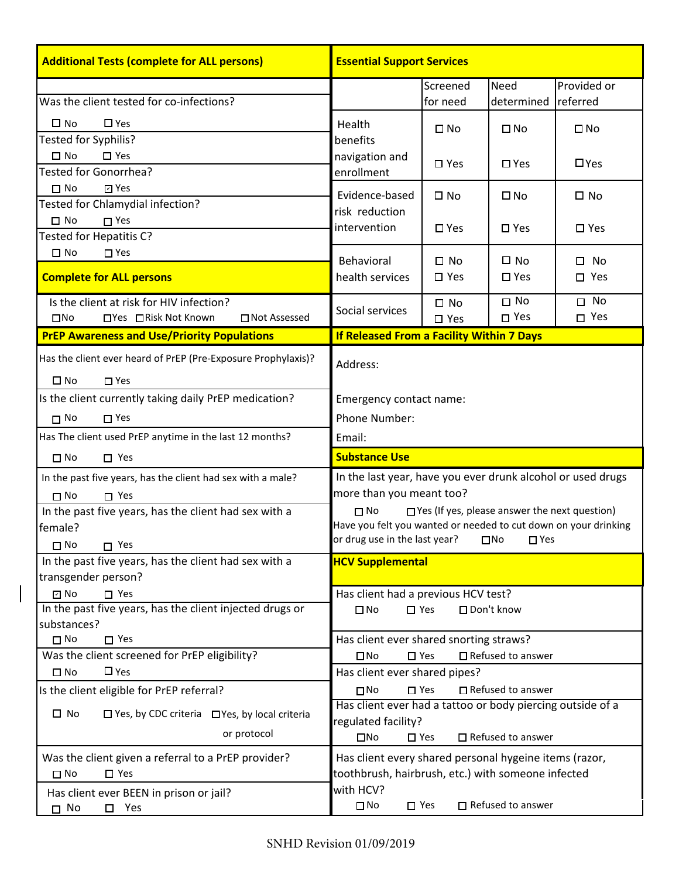## Additional Tests (complete for ALL persons)

Was the client tested for co-infections?

☐ No ☐ Yes

Tested for Syphilis?

☐ No ☐ Yes

Tested for Gonorrhea?

☐ No ☑ Yes

Tested for Chlamydial infection?

☐ No ☐ Yes

Tested for Hepatitis C?

☐ No ☐ Yes

## Complete for ALL persons

Is the client at risk for HIV infection?

☐ No ☐ Yes ☐ Risk Not Known ☐ Not Assessed

## PrEP Awareness and Use/Priority Populations

Has the client ever heard of PrEP (Pre-Exposure Prophylaxis)?

☐ No ☐ Yes

Is the client currently taking daily PrEP medication?

☐ No ☐ Yes

Has The client used PrEP anytime in the last 12 months?

☐ No ☐ Yes

In the past five years, has the client had sex with a male?

☐ No ☐ Yes

In the past five years, has the client had sex with a female?

☐ No ☐ Yes

In the past five years, has the client had sex with a transgender person?

☑ No ☐ Yes

In the past five years, has the client injected drugs or substances?

☐ No ☐ Yes

Was the client screened for PrEP eligibility?

☐ No ☐ Yes

Is the client eligible for PrEP referral?

☐ No ☐ Yes, by CDC criteria ☐ Yes, by local criteria or protocol

Was the client given a referral to a PrEP provider?

☐ No ☐ Yes

Has client ever BEEN in prison or jail?

☐ No ☐ Yes

## Essential Support Services

| | Screened for need | Need determined | Provided or referred |
|---|---|---|---|
| Health benefits navigation and enrollment | ☐ No ☐ Yes | ☐ No ☐ Yes | ☐ No ☐ Yes |
| Evidence-based risk reduction intervention | ☐ No ☐ Yes | ☐ No ☐ Yes | ☐ No ☐ Yes |
| Behavioral health services | ☐ No ☐ Yes | ☐ No ☐ Yes | ☐ No ☐ Yes |
| Social services | ☐ No ☐ Yes | ☐ No ☐ Yes | ☐ No ☐ Yes |

## If Released From a Facility Within 7 Days

Address:

Emergency contact name:

Phone Number:

Email:

## Substance Use

In the last year, have you ever drunk alcohol or used drugs more than you meant too?

☐ No ☐ Yes (If yes, please answer the next question)

Have you felt you wanted or needed to cut down on your drinking or drug use in the last year? ☐ No ☐ Yes

## HCV Supplemental

Has client had a previous HCV test?

☐ No ☐ Yes ☐ Don't know

Has client ever shared snorting straws?

☐ No ☐ Yes ☐ Refused to answer

Has client ever shared pipes?

☐ No ☐ Yes ☐ Refused to answer

Has client ever had a tattoo or body piercing outside of a regulated facility?

☐ No ☐ Yes ☐ Refused to answer

Has client every shared personal hygeine items (razor, toothbrush, hairbrush, etc.) with someone infected with HCV?

☐ No ☐ Yes ☐ Refused to answer

SNHD Revision 01/09/2019